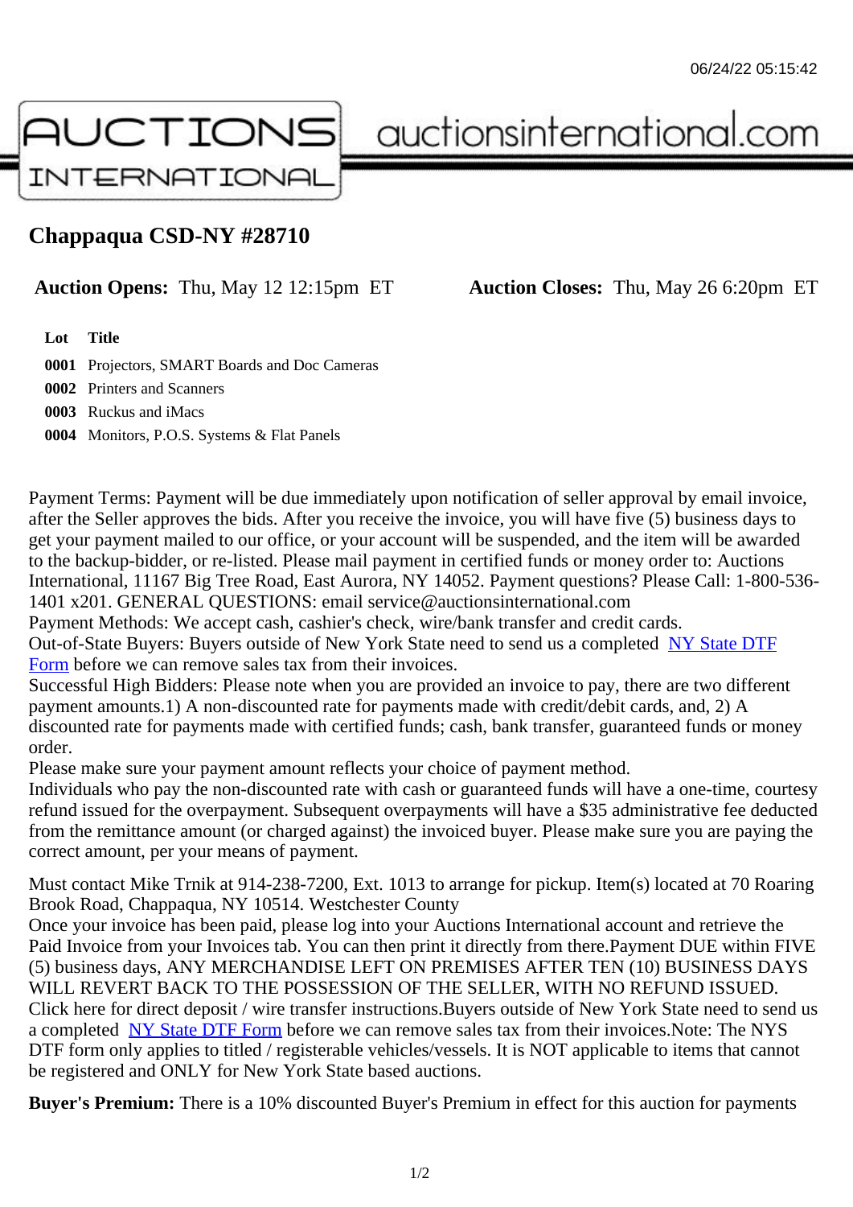# Chappaqua CSD-NY #28710

**Auction Opens:** Thu, May 12 12:15pm ET **Auction Closes:** Thu, May 26 6:20pm ET

| Lot | Title |
|---|---|
| 0001 | Projectors, SMART Boards and Doc Cameras |
| 0002 | Printers and Scanners |
| 0003 | Ruckus and iMacs |
| 0004 | Monitors, P.O.S. Systems & Flat Panels |

Payment Terms: Payment will be due immediately upon notification of seller approval by email invoice, after the Seller approves the bids. After you receive the invoice, you will have five (5) business days to get your payment mailed to our office, or your account will be suspended, and the item will be awarded to the backup-bidder, or re-listed. Please mail payment in certified funds or money order to: Auctions International, 11167 Big Tree Road, East Aurora, NY 14052. Payment questions? Please Call: 1-800-536-1401 x201. GENERAL QUESTIONS: email service@auctionsinternational.com
Payment Methods: We accept cash, cashier's check, wire/bank transfer and credit cards.
Out-of-State Buyers: Buyers outside of New York State need to send us a completed NY State DTF Form before we can remove sales tax from their invoices.
Successful High Bidders: Please note when you are provided an invoice to pay, there are two different payment amounts.1) A non-discounted rate for payments made with credit/debit cards, and, 2) A discounted rate for payments made with certified funds; cash, bank transfer, guaranteed funds or money order.
Please make sure your payment amount reflects your choice of payment method.
Individuals who pay the non-discounted rate with cash or guaranteed funds will have a one-time, courtesy refund issued for the overpayment. Subsequent overpayments will have a $35 administrative fee deducted from the remittance amount (or charged against) the invoiced buyer. Please make sure you are paying the correct amount, per your means of payment.

Must contact Mike Trnik at 914-238-7200, Ext. 1013 to arrange for pickup. Item(s) located at 70 Roaring Brook Road, Chappaqua, NY 10514. Westchester County
Once your invoice has been paid, please log into your Auctions International account and retrieve the Paid Invoice from your Invoices tab. You can then print it directly from there.Payment DUE within FIVE (5) business days, ANY MERCHANDISE LEFT ON PREMISES AFTER TEN (10) BUSINESS DAYS WILL REVERT BACK TO THE POSSESSION OF THE SELLER, WITH NO REFUND ISSUED. Click here for direct deposit / wire transfer instructions.Buyers outside of New York State need to send us a completed NY State DTF Form before we can remove sales tax from their invoices.Note: The NYS DTF form only applies to titled / registerable vehicles/vessels. It is NOT applicable to items that cannot be registered and ONLY for New York State based auctions.

**Buyer's Premium:** There is a 10% discounted Buyer's Premium in effect for this auction for payments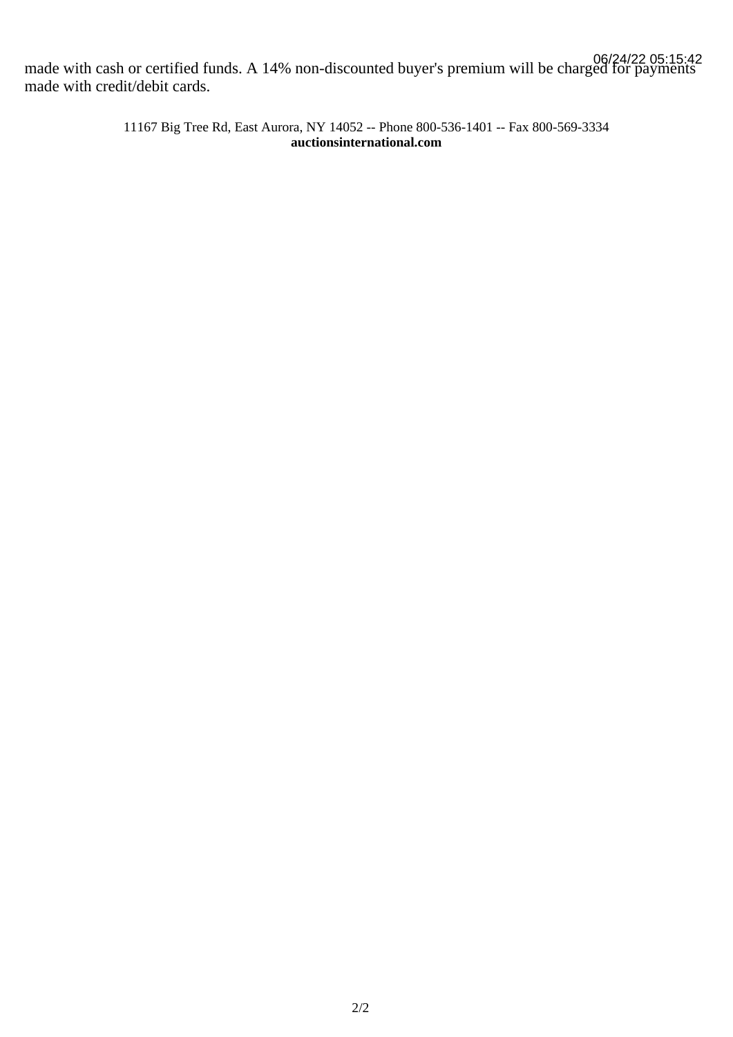made with cash or certified funds. A 14% non-discounted buyer's premium will be charged for payments made with credit/debit cards.

11167 Big Tree Rd, East Aurora, NY 14052 -- Phone 800-536-1401 -- Fax 800-569-3334
**auctionsinternational.com**